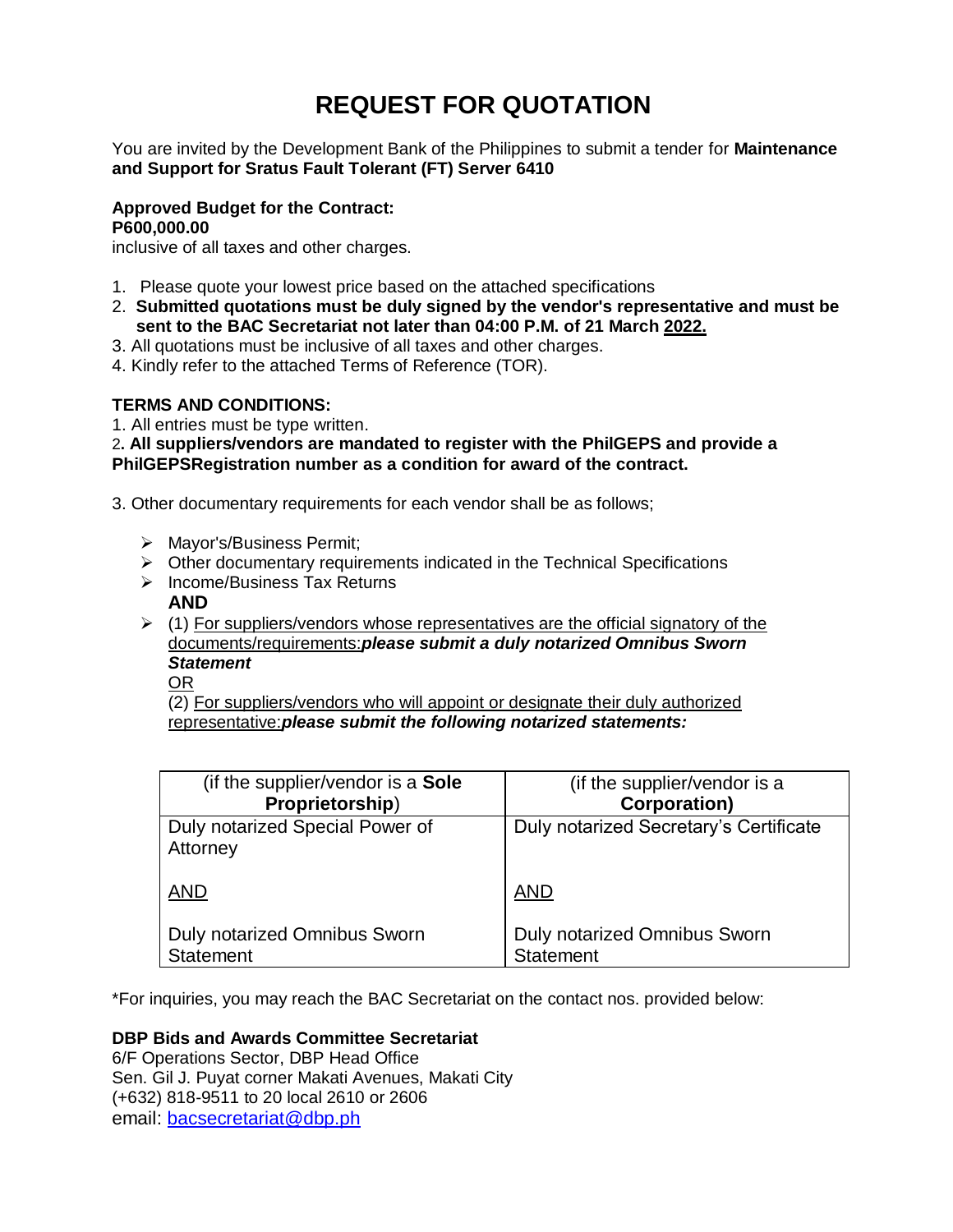# REQUEST FOR QUOTATION

You are invited by the Development Bank of the Philippines to submit a tender for **Maintenance and Support for Sratus Fault Tolerant (FT) Server 6410**

**Approved Budget for the Contract:**
**P600,000.00**
inclusive of all taxes and other charges.

1. Please quote your lowest price based on the attached specifications
2. **Submitted quotations must be duly signed by the vendor's representative and must be sent to the BAC Secretariat not later than 04:00 P.M. of 21 March <u>2022.</u>**
3. All quotations must be inclusive of all taxes and other charges.
4. Kindly refer to the attached Terms of Reference (TOR).

**TERMS AND CONDITIONS:**

1. All entries must be type written.
2. **All suppliers/vendors are mandated to register with the PhilGEPS and provide a PhilGEPSRegistration number as a condition for award of the contract.**

3. Other documentary requirements for each vendor shall be as follows;

- Mayor's/Business Permit;
- Other documentary requirements indicated in the Technical Specifications
- Income/Business Tax Returns
  **AND**
- (1) <u>For suppliers/vendors whose representatives are the official signatory of the documents/requirements:</u>***please submit a duly notarized Omnibus Sworn Statement***
  <u>OR</u>
  (2) <u>For suppliers/vendors who will appoint or designate their duly authorized representative:</u>***please submit the following notarized statements:***

| (if the supplier/vendor is a **Sole Proprietorship**) | (if the supplier/vendor is a **Corporation)** |
|---|---|
| Duly notarized Special Power of Attorney<br><br><u>AND</u><br><br>Duly notarized Omnibus Sworn Statement | Duly notarized Secretary's Certificate<br><br><u>AND</u><br><br>Duly notarized Omnibus Sworn Statement |

*For inquiries, you may reach the BAC Secretariat on the contact nos. provided below:

**DBP Bids and Awards Committee Secretariat**
6/F Operations Sector, DBP Head Office
Sen. Gil J. Puyat corner Makati Avenues, Makati City
(+632) 818-9511 to 20 local 2610 or 2606
email: bacsecretariat@dbp.ph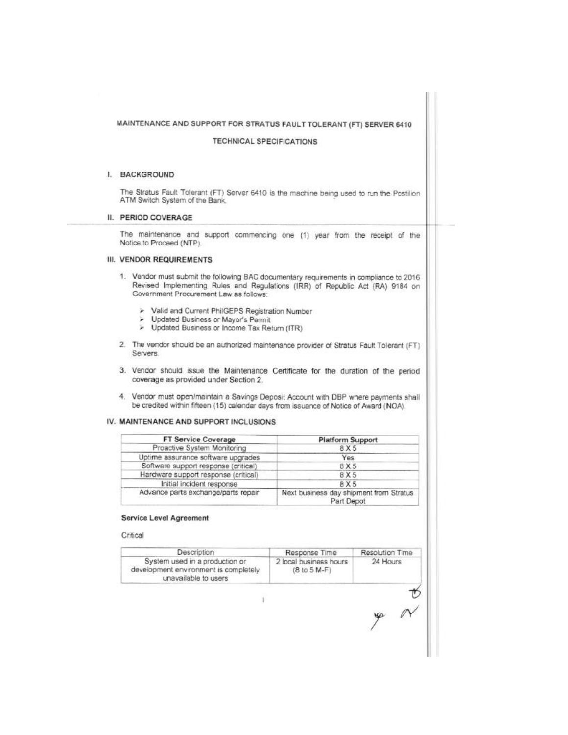# MAINTENANCE AND SUPPORT FOR STRATUS FAULT TOLERANT (FT) SERVER 6410

## TECHNICAL SPECIFICATIONS

### I. BACKGROUND

The Stratus Fault Tolerant (FT) Server 6410 is the machine being used to run the Postilion ATM Switch System of the Bank.

### II. PERIOD COVERAGE

The maintenance and support commencing one (1) year from the receipt of the Notice to Proceed (NTP).

### III. VENDOR REQUIREMENTS

1. Vendor must submit the following BAC documentary requirements in compliance to 2016 Revised Implementing Rules and Regulations (IRR) of Republic Act (RA) 9184 on Government Procurement Law as follows:
   - Valid and Current PhilGEPS Registration Number
   - Updated Business or Mayor's Permit
   - Updated Business or Income Tax Return (ITR)
2. The vendor should be an authorized maintenance provider of Stratus Fault Tolerant (FT) Servers.
3. Vendor should issue the Maintenance Certificate for the duration of the period coverage as provided under Section 2.
4. Vendor must open/maintain a Savings Deposit Account with DBP where payments shall be credited within fifteen (15) calender days from issuance of Notice of Award (NOA).

### IV. MAINTENANCE AND SUPPORT INCLUSIONS

| FT Service Coverage | Platform Support |
| --- | --- |
| Proactive System Monitoring | 8 X 5 |
| Uptime assurance software upgrades | Yes |
| Software support response (critical) | 8 X 5 |
| Hardware support response (critical) | 8 X 5 |
| Initial incident response | 8 X 5 |
| Advance parts exchange/parts repair | Next business day shipment from Stratus Part Depot |

**Service Level Agreement**

Critical

| Description | Response Time | Resolution Time |
| --- | --- | --- |
| System used in a production or development environment is completely unavailable to users | 2 local business hours (8 to 5 M-F) | 24 Hours |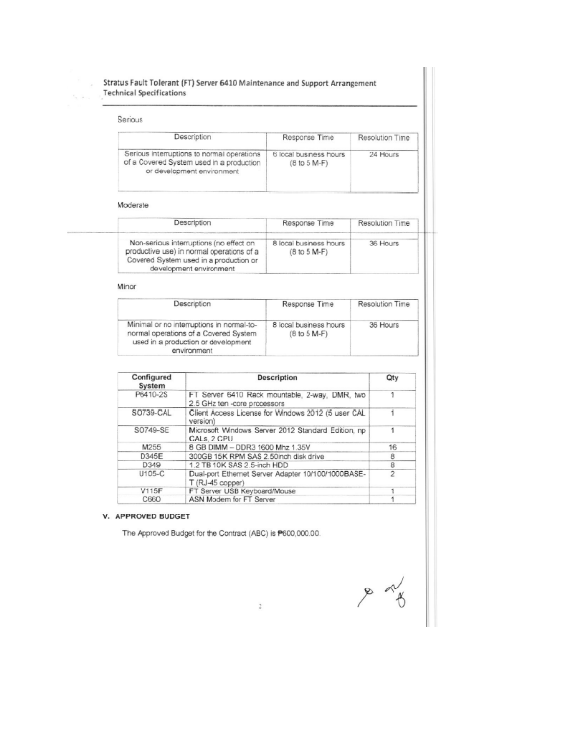Stratus Fault Tolerant (FT) Server 6410 Maintenance and Support Arrangement
Technical Specifications

Serious

| Description | Response Time | Resolution Time |
|---|---|---|
| Serious interruptions to normal operations of a Covered System used in a production or development environment | 6 local business hours (8 to 5 M-F) | 24 Hours |

Moderate

| Description | Response Time | Resolution Time |
|---|---|---|
| Non-serious interruptions (no effect on productive use) in normal operations of a Covered System used in a production or development environment | 8 local business hours (8 to 5 M-F) | 36 Hours |

Minor

| Description | Response Time | Resolution Time |
|---|---|---|
| Minimal or no interruptions in normal-to-normal operations of a Covered System used in a production or development environment | 8 local business hours (8 to 5 M-F) | 36 Hours |

| Configured System | Description | Qty |
|---|---|---|
| P6410-2S | FT Server 6410 Rack mountable, 2-way, DMR, two 2.5 GHz ten -core processors | 1 |
| SO739-CAL | Client Access License for Windows 2012 (5 user CAL version) | 1 |
| SO749-SE | Microsoft Windows Server 2012 Standard Edition, np CALs, 2 CPU | 1 |
| M255 | 8 GB DIMM – DDR3 1600 Mhz 1.35V | 16 |
| D345E | 300GB 15K RPM SAS 2.50inch disk drive | 8 |
| D349 | 1.2 TB 10K SAS 2.5-inch HDD | 8 |
| U105-C | Dual-port Ethernet Server Adapter 10/100/1000BASE-T (RJ-45 copper) | 2 |
| V115F | FT Server USB Keyboard/Mouse | 1 |
| C660 | ASN Modem for FT Server | 1 |

## V. APPROVED BUDGET

The Approved Budget for the Contract (ABC) is ₱600,000.00.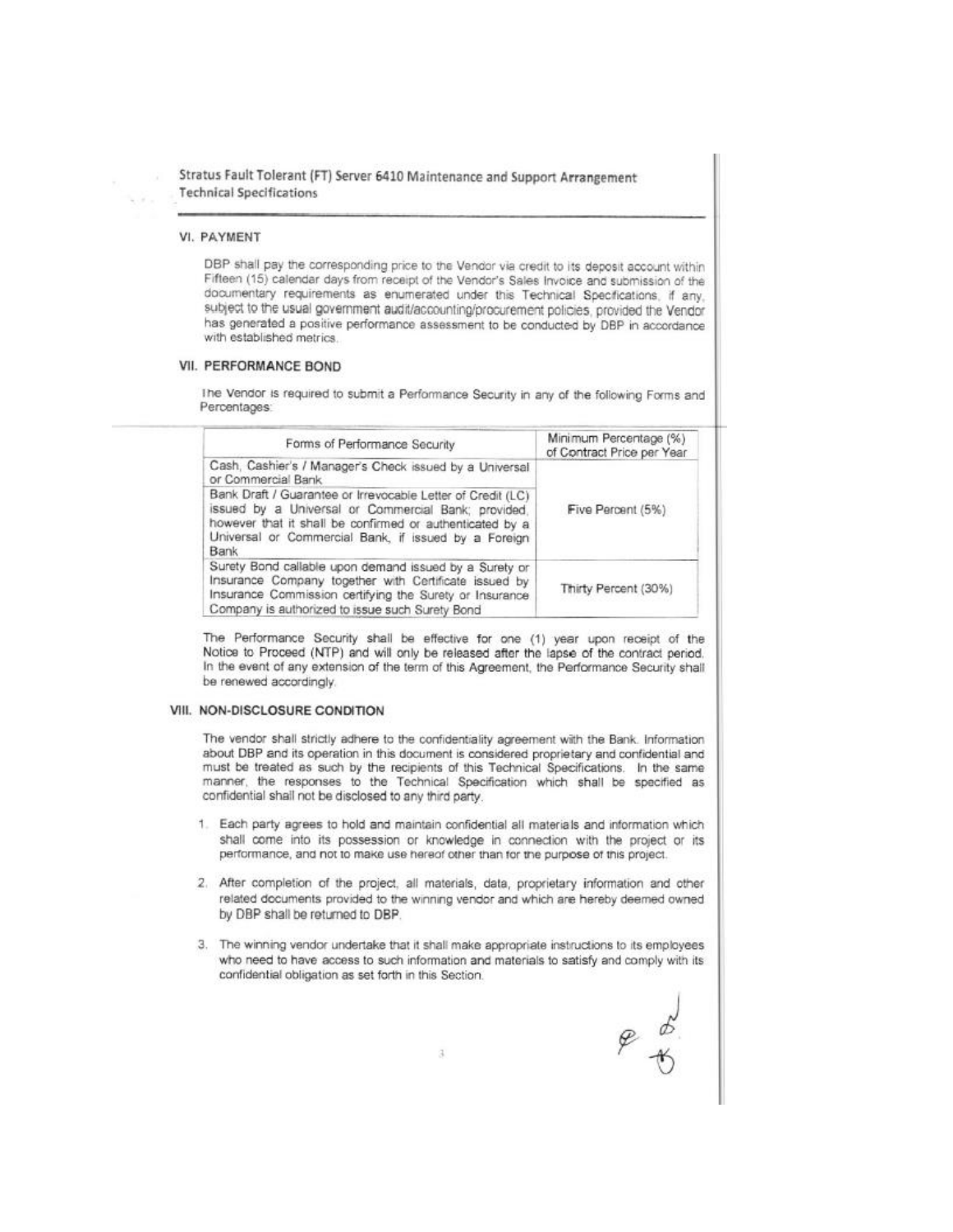## VI. PAYMENT

DBP shall pay the corresponding price to the Vendor via credit to its deposit account within Fifteen (15) calendar days from receipt of the Vendor's Sales Invoice and submission of the documentary requirements as enumerated under this Technical Specifications, if any, subject to the usual government audit/accounting/procurement policies, provided the Vendor has generated a positive performance assessment to be conducted by DBP in accordance with established metrics.

## VII. PERFORMANCE BOND

The Vendor is required to submit a Performance Security in any of the following Forms and Percentages:

| Forms of Performance Security | Minimum Percentage (%) of Contract Price per Year |
|---|---|
| Cash, Cashier's / Manager's Check issued by a Universal or Commercial Bank | Five Percent (5%) |
| Bank Draft / Guarantee or Irrevocable Letter of Credit (LC) issued by a Universal or Commercial Bank; provided, however that it shall be confirmed or authenticated by a Universal or Commercial Bank, if issued by a Foreign Bank | |
| Surety Bond callable upon demand issued by a Surety or Insurance Company together with Certificate issued by Insurance Commission certifying the Surety or Insurance Company is authorized to issue such Surety Bond | Thirty Percent (30%) |

The Performance Security shall be effective for one (1) year upon receipt of the Notice to Proceed (NTP) and will only be released after the lapse of the contract period. In the event of any extension of the term of this Agreement, the Performance Security shall be renewed accordingly.

## VIII. NON-DISCLOSURE CONDITION

The vendor shall strictly adhere to the confidentiality agreement with the Bank. Information about DBP and its operation in this document is considered proprietary and confidential and must be treated as such by the recipients of this Technical Specifications. In the same manner, the responses to the Technical Specification which shall be specified as confidential shall not be disclosed to any third party.

1. Each party agrees to hold and maintain confidential all materials and information which shall come into its possession or knowledge in connection with the project or its performance, and not to make use hereof other than for the purpose of this project.

2. After completion of the project, all materials, data, proprietary information and other related documents provided to the winning vendor and which are hereby deemed owned by DBP shall be returned to DBP.

3. The winning vendor undertake that it shall make appropriate instructions to its employees who need to have access to such information and materials to satisfy and comply with its confidential obligation as set forth in this Section.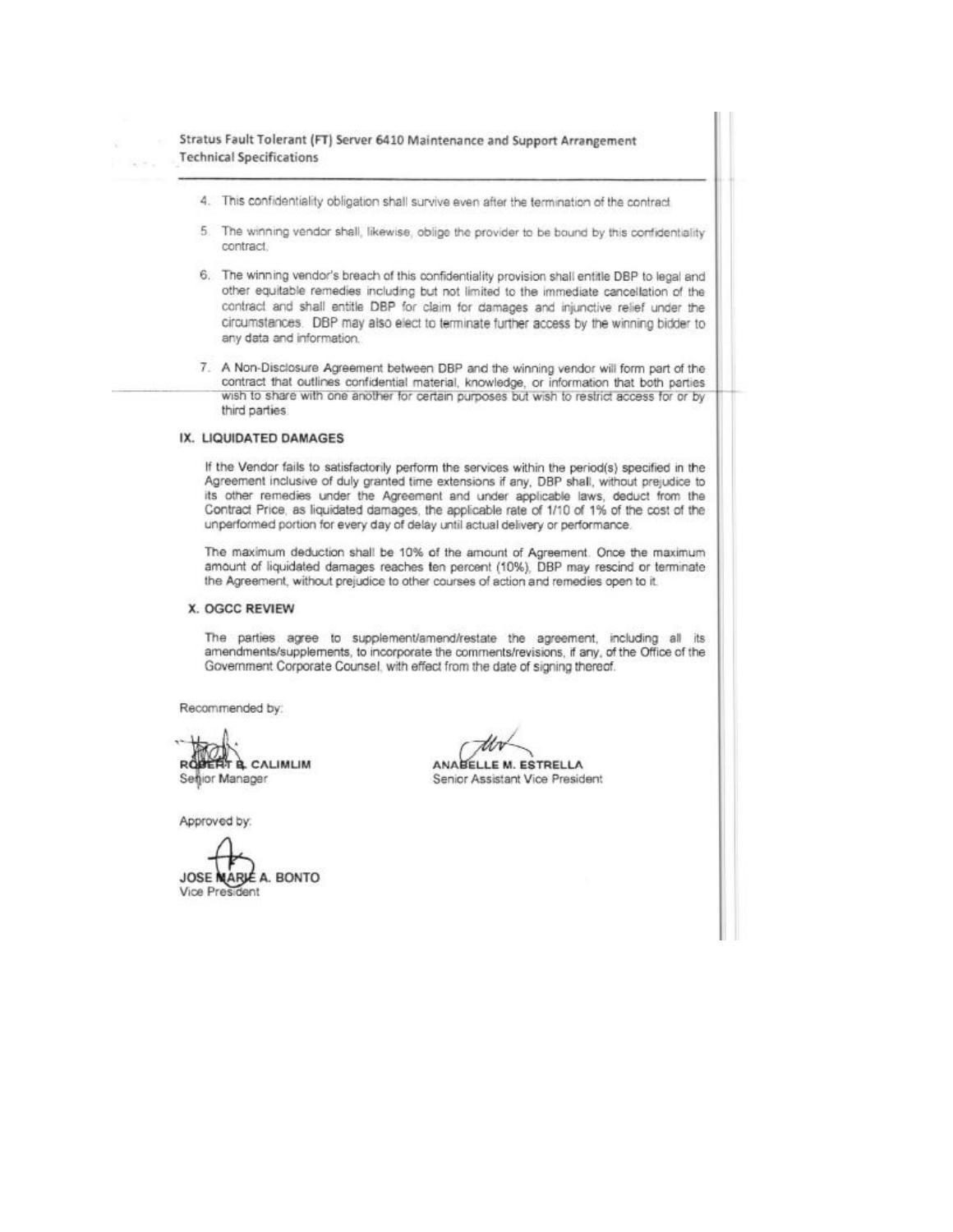4. This confidentiality obligation shall survive even after the termination of the contract.

5. The winning vendor shall, likewise, oblige the provider to be bound by this confidentiality contract.

6. The winning vendor's breach of this confidentiality provision shall entitle DBP to legal and other equitable remedies including but not limited to the immediate cancellation of the contract and shall entitle DBP for claim for damages and injunctive relief under the circumstances. DBP may also elect to terminate further access by the winning bidder to any data and information.

7. A Non-Disclosure Agreement between DBP and the winning vendor will form part of the contract that outlines confidential material, knowledge, or information that both parties wish to share with one another for certain purposes but wish to restrict access for or by third parties.

## IX. LIQUIDATED DAMAGES

If the Vendor fails to satisfactorily perform the services within the period(s) specified in the Agreement inclusive of duly granted time extensions if any, DBP shall, without prejudice to its other remedies under the Agreement and under applicable laws, deduct from the Contract Price, as liquidated damages, the applicable rate of 1/10 of 1% of the cost of the unperformed portion for every day of delay until actual delivery or performance.

The maximum deduction shall be 10% of the amount of Agreement. Once the maximum amount of liquidated damages reaches ten percent (10%), DBP may rescind or terminate the Agreement, without prejudice to other courses of action and remedies open to it.

## X. OGCC REVIEW

The parties agree to supplement/amend/restate the agreement, including all its amendments/supplements, to incorporate the comments/revisions, if any, of the Office of the Government Corporate Counsel, with effect from the date of signing thereof.

Recommended by:

**ROBERT B. CALIMLIM**
Senior Manager

**ANABELLE M. ESTRELLA**
Senior Assistant Vice President

Approved by:

**JOSE MARIE A. BONTO**
Vice President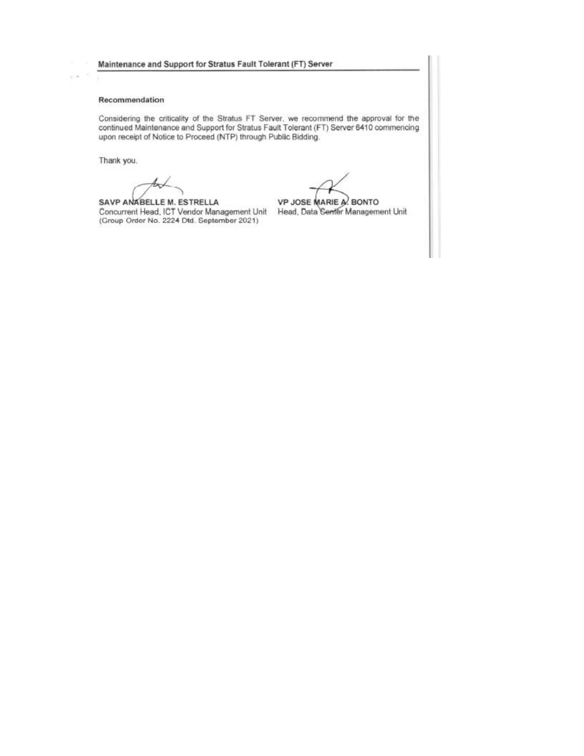Maintenance and Support for Stratus Fault Tolerant (FT) Server

**Recommendation**

Considering the criticality of the Stratus FT Server, we recommend the approval for the continued Maintenance and Support for Stratus Fault Tolerant (FT) Server 6410 commencing upon receipt of Notice to Proceed (NTP) through Public Bidding.

Thank you.

**SAVP ANABELLE M. ESTRELLA**
Concurrent Head, ICT Vendor Management Unit
(Group Order No. 2224 Dtd. September 2021)

**VP JOSE MARIE A. BONTO**
Head, Data Center Management Unit